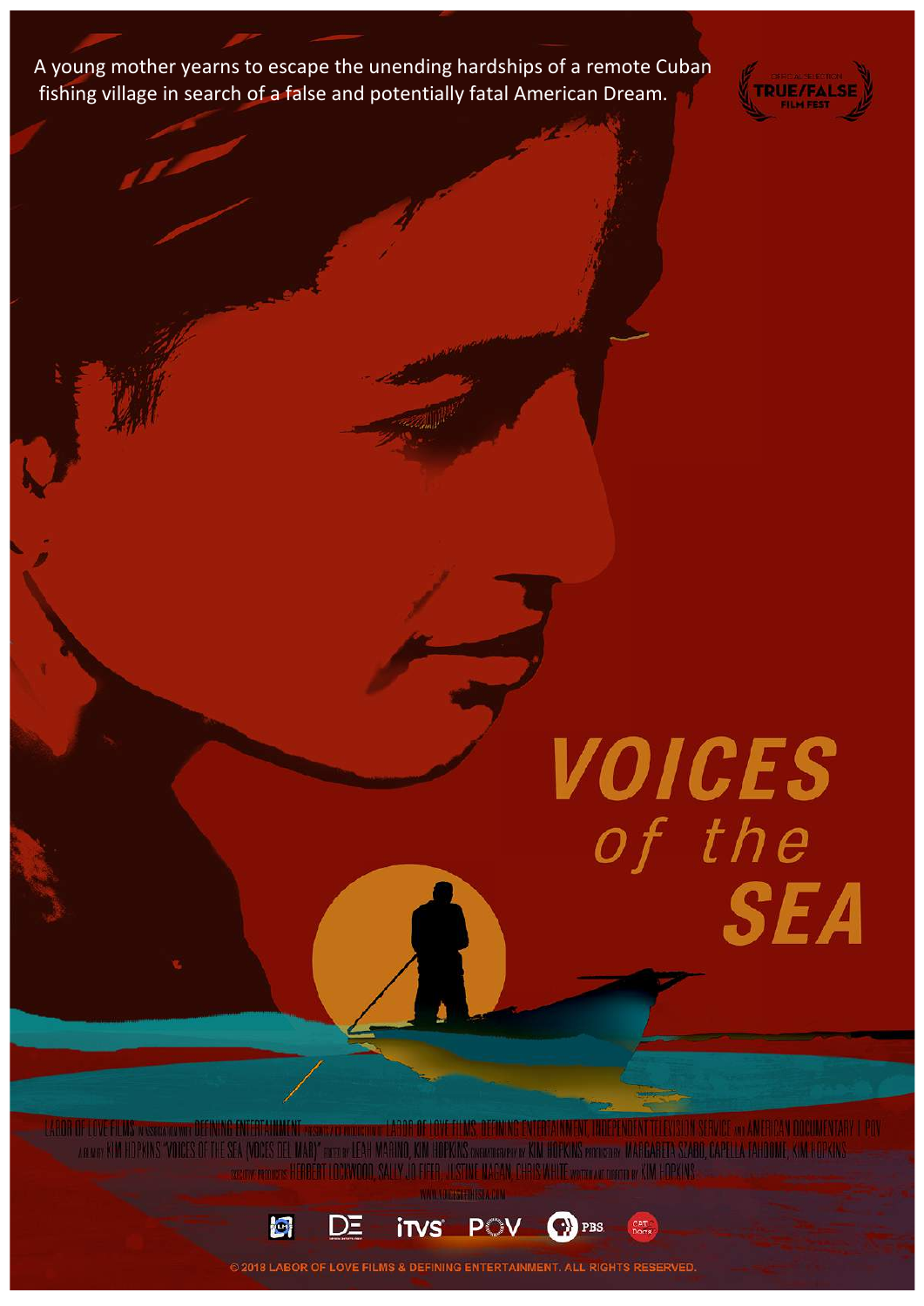A young mother yearns to escape the unending hardships of a remote Cuban fishing village in search of a false and potentially fatal American Dream.

OFFICIAL SELECTION
TRUE/FALSE FILM FEST

# VOICES *of the* SEA

LABOR OF LOVE FILMS IN ASSOCIATION WITH DEFINING ENTERTAINMENT PRESENTS A CO-PRODUCTION OF LABOR OF LOVE FILMS, DEFINING ENTERTAINMENT, INDEPENDENT TELEVISION SERVICE AND AMERICAN DOCUMENTARY | POV A FILM BY KIM HOPKINS "VOICES OF THE SEA (VOCES DEL MAR)" EDITED BY LEAH MARINO, KIM HOPKINS CINEMATOGRAPHY BY KIM HOPKINS PRODUCED BY MARGARETA SZABO, CAPELLA FAHOOME, KIM HOPKINS EXECUTIVE PRODUCERS HERBERT LOCKWOOD, SALLY JO FIFER, JUSTINE NAGAN, CHRIS WHITE WRITTEN AND DIRECTED BY KIM HOPKINS

WWW.VOICESOFTHESEA.COM

© 2018 LABOR OF LOVE FILMS & DEFINING ENTERTAINMENT. ALL RIGHTS RESERVED.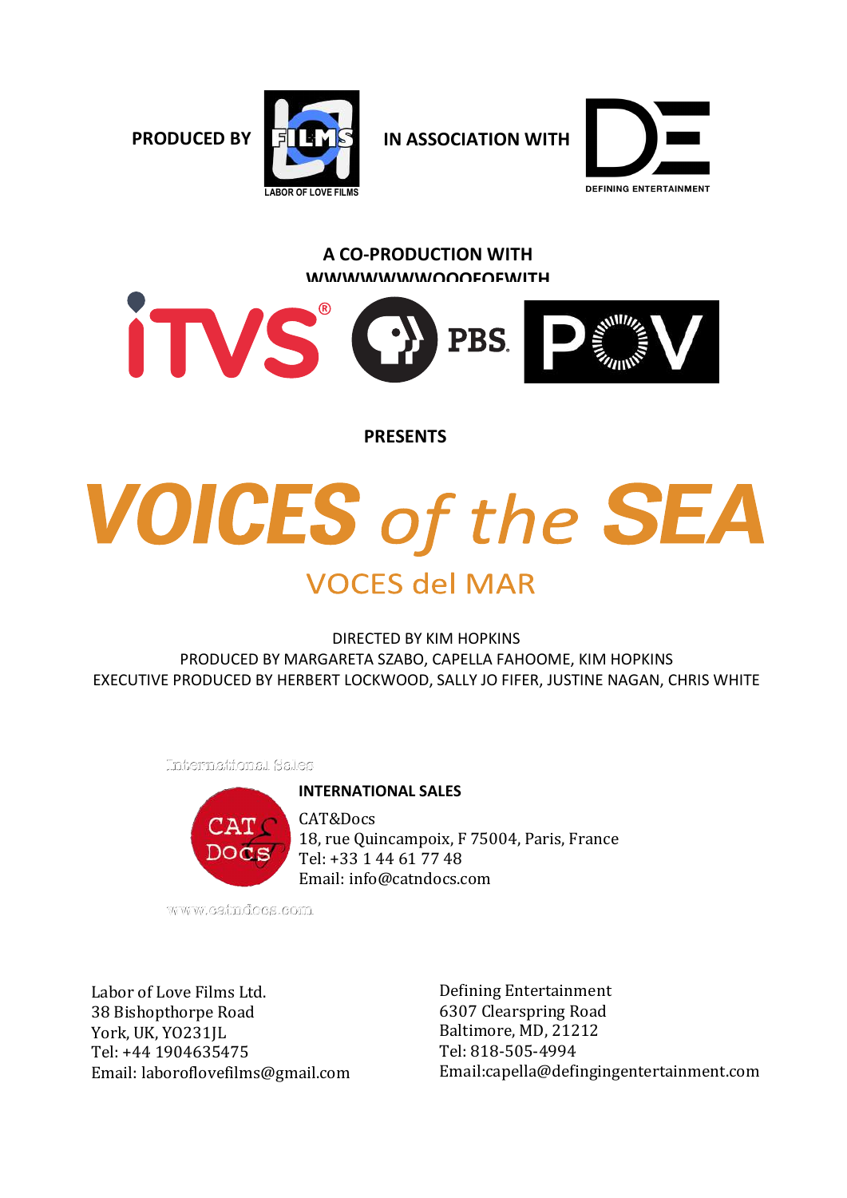PRODUCED BY LABOR OF LOVE FILMS IN ASSOCIATION WITH DEFINING ENTERTAINMENT

A CO-PRODUCTION WITH

WWWWWWWWOOOFOFWITH

iTVS® PBS POV

PRESENTS

# VOICES of the SEA

## VOCES del MAR

DIRECTED BY KIM HOPKINS

PRODUCED BY MARGARETA SZABO, CAPELLA FAHOOME, KIM HOPKINS

EXECUTIVE PRODUCED BY HERBERT LOCKWOOD, SALLY JO FIFER, JUSTINE NAGAN, CHRIS WHITE

International Sales

**INTERNATIONAL SALES**

CAT&Docs
18, rue Quincampoix, F 75004, Paris, France
Tel: +33 1 44 61 77 48
Email: info@catndocs.com

www.catndocs.com

Labor of Love Films Ltd.
38 Bishopthorpe Road
York, UK, YO231JL
Tel: +44 1904635475
Email: laboroflovefilms@gmail.com

Defining Entertainment
6307 Clearspring Road
Baltimore, MD, 21212
Tel: 818-505-4994
Email:capella@defingingentertainment.com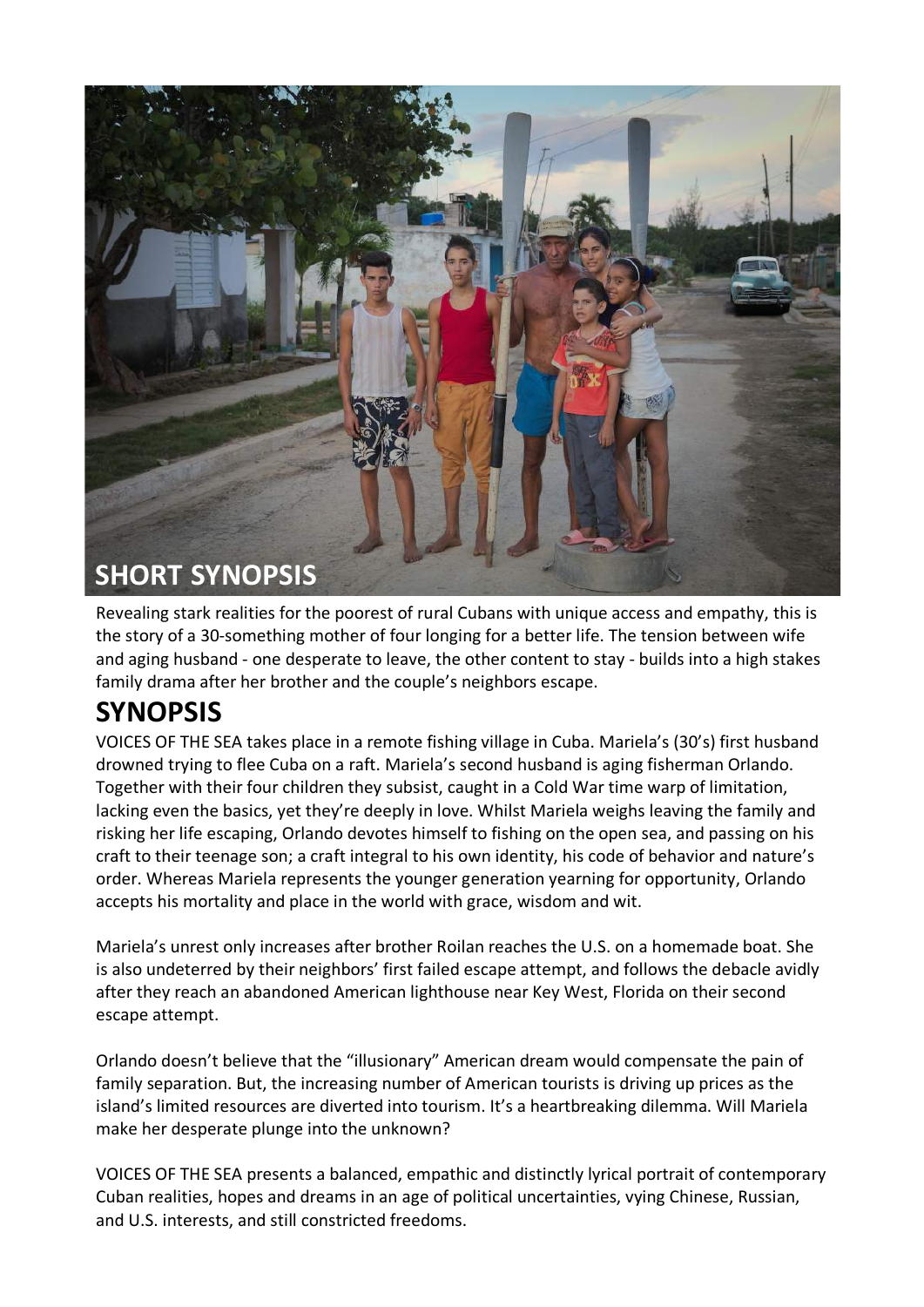## SHORT SYNOPSIS

Revealing stark realities for the poorest of rural Cubans with unique access and empathy, this is the story of a 30-something mother of four longing for a better life. The tension between wife and aging husband - one desperate to leave, the other content to stay - builds into a high stakes family drama after her brother and the couple's neighbors escape.

## SYNOPSIS

VOICES OF THE SEA takes place in a remote fishing village in Cuba. Mariela's (30's) first husband drowned trying to flee Cuba on a raft. Mariela's second husband is aging fisherman Orlando. Together with their four children they subsist, caught in a Cold War time warp of limitation, lacking even the basics, yet they're deeply in love. Whilst Mariela weighs leaving the family and risking her life escaping, Orlando devotes himself to fishing on the open sea, and passing on his craft to their teenage son; a craft integral to his own identity, his code of behavior and nature's order. Whereas Mariela represents the younger generation yearning for opportunity, Orlando accepts his mortality and place in the world with grace, wisdom and wit.

Mariela's unrest only increases after brother Roilan reaches the U.S. on a homemade boat. She is also undeterred by their neighbors' first failed escape attempt, and follows the debacle avidly after they reach an abandoned American lighthouse near Key West, Florida on their second escape attempt.

Orlando doesn't believe that the "illusionary" American dream would compensate the pain of family separation. But, the increasing number of American tourists is driving up prices as the island's limited resources are diverted into tourism. It's a heartbreaking dilemma. Will Mariela make her desperate plunge into the unknown?

VOICES OF THE SEA presents a balanced, empathic and distinctly lyrical portrait of contemporary Cuban realities, hopes and dreams in an age of political uncertainties, vying Chinese, Russian, and U.S. interests, and still constricted freedoms.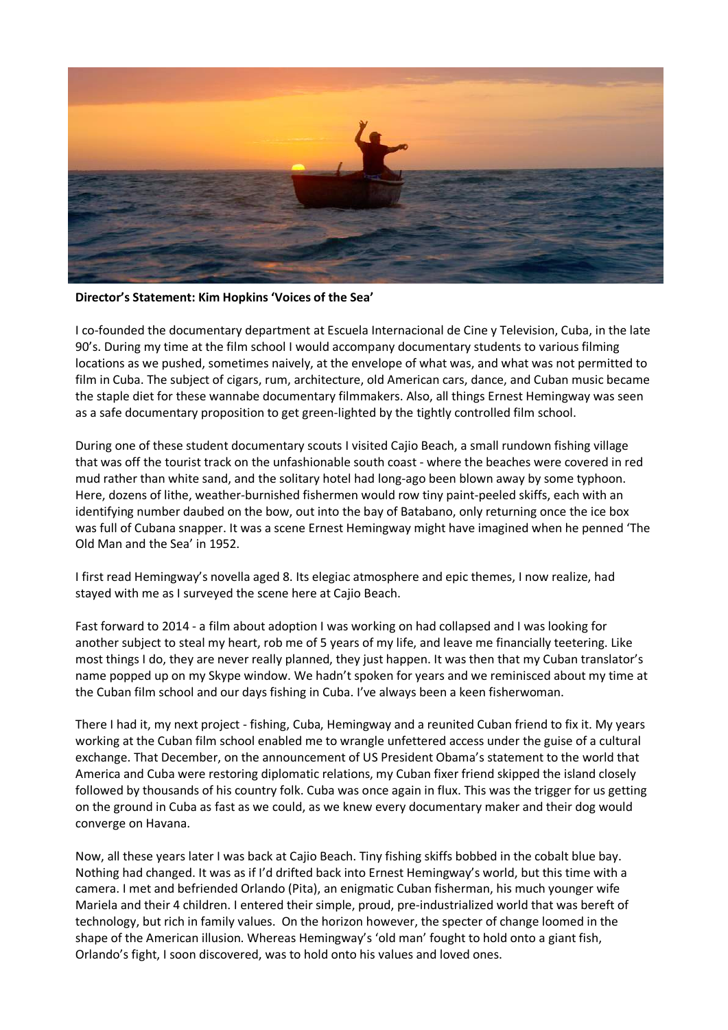**Director's Statement: Kim Hopkins 'Voices of the Sea'**

I co-founded the documentary department at Escuela Internacional de Cine y Television, Cuba, in the late 90's. During my time at the film school I would accompany documentary students to various filming locations as we pushed, sometimes naively, at the envelope of what was, and what was not permitted to film in Cuba. The subject of cigars, rum, architecture, old American cars, dance, and Cuban music became the staple diet for these wannabe documentary filmmakers. Also, all things Ernest Hemingway was seen as a safe documentary proposition to get green-lighted by the tightly controlled film school.

During one of these student documentary scouts I visited Cajio Beach, a small rundown fishing village that was off the tourist track on the unfashionable south coast - where the beaches were covered in red mud rather than white sand, and the solitary hotel had long-ago been blown away by some typhoon. Here, dozens of lithe, weather-burnished fishermen would row tiny paint-peeled skiffs, each with an identifying number daubed on the bow, out into the bay of Batabano, only returning once the ice box was full of Cubana snapper. It was a scene Ernest Hemingway might have imagined when he penned 'The Old Man and the Sea' in 1952.

I first read Hemingway's novella aged 8. Its elegiac atmosphere and epic themes, I now realize, had stayed with me as I surveyed the scene here at Cajio Beach.

Fast forward to 2014 - a film about adoption I was working on had collapsed and I was looking for another subject to steal my heart, rob me of 5 years of my life, and leave me financially teetering. Like most things I do, they are never really planned, they just happen. It was then that my Cuban translator's name popped up on my Skype window. We hadn't spoken for years and we reminisced about my time at the Cuban film school and our days fishing in Cuba. I've always been a keen fisherwoman.

There I had it, my next project - fishing, Cuba, Hemingway and a reunited Cuban friend to fix it. My years working at the Cuban film school enabled me to wrangle unfettered access under the guise of a cultural exchange. That December, on the announcement of US President Obama's statement to the world that America and Cuba were restoring diplomatic relations, my Cuban fixer friend skipped the island closely followed by thousands of his country folk. Cuba was once again in flux. This was the trigger for us getting on the ground in Cuba as fast as we could, as we knew every documentary maker and their dog would converge on Havana.

Now, all these years later I was back at Cajio Beach. Tiny fishing skiffs bobbed in the cobalt blue bay. Nothing had changed. It was as if I'd drifted back into Ernest Hemingway's world, but this time with a camera. I met and befriended Orlando (Pita), an enigmatic Cuban fisherman, his much younger wife Mariela and their 4 children. I entered their simple, proud, pre-industrialized world that was bereft of technology, but rich in family values. On the horizon however, the specter of change loomed in the shape of the American illusion. Whereas Hemingway's 'old man' fought to hold onto a giant fish, Orlando's fight, I soon discovered, was to hold onto his values and loved ones.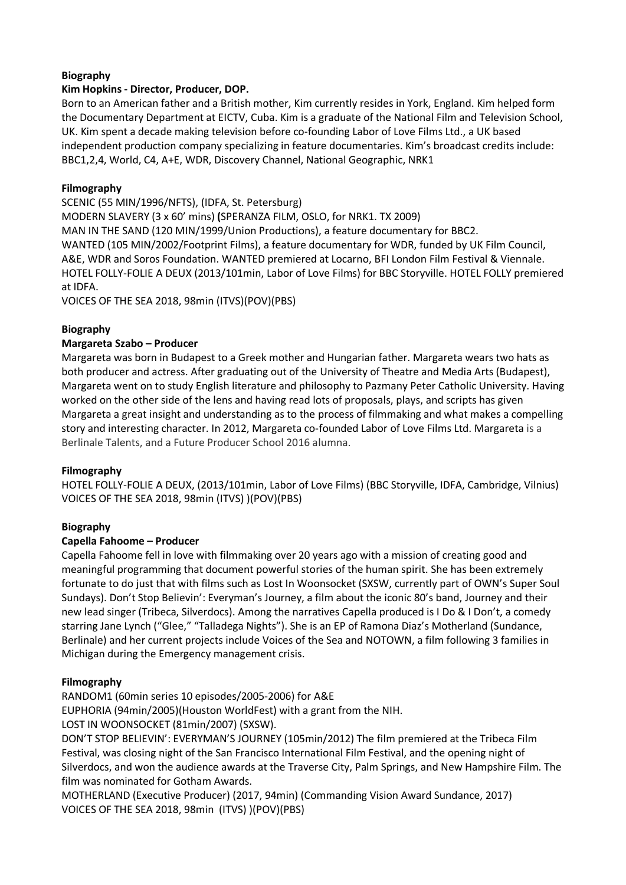**Biography**

**Kim Hopkins - Director, Producer, DOP.**

Born to an American father and a British mother, Kim currently resides in York, England. Kim helped form the Documentary Department at EICTV, Cuba. Kim is a graduate of the National Film and Television School, UK. Kim spent a decade making television before co-founding Labor of Love Films Ltd., a UK based independent production company specializing in feature documentaries. Kim's broadcast credits include: BBC1,2,4, World, C4, A+E, WDR, Discovery Channel, National Geographic, NRK1

**Filmography**

SCENIC (55 MIN/1996/NFTS), (IDFA, St. Petersburg)
MODERN SLAVERY (3 x 60' mins) **(**SPERANZA FILM, OSLO, for NRK1. TX 2009)
MAN IN THE SAND (120 MIN/1999/Union Productions), a feature documentary for BBC2.
WANTED (105 MIN/2002/Footprint Films), a feature documentary for WDR, funded by UK Film Council, A&E, WDR and Soros Foundation. WANTED premiered at Locarno, BFI London Film Festival & Viennale.
HOTEL FOLLY-FOLIE A DEUX (2013/101min, Labor of Love Films) for BBC Storyville. HOTEL FOLLY premiered at IDFA.
VOICES OF THE SEA 2018, 98min (ITVS)(POV)(PBS)

**Biography**

**Margareta Szabo – Producer**

Margareta was born in Budapest to a Greek mother and Hungarian father. Margareta wears two hats as both producer and actress. After graduating out of the University of Theatre and Media Arts (Budapest), Margareta went on to study English literature and philosophy to Pazmany Peter Catholic University. Having worked on the other side of the lens and having read lots of proposals, plays, and scripts has given Margareta a great insight and understanding as to the process of filmmaking and what makes a compelling story and interesting character. In 2012, Margareta co-founded Labor of Love Films Ltd. Margareta is a Berlinale Talents, and a Future Producer School 2016 alumna.

**Filmography**

HOTEL FOLLY-FOLIE A DEUX, (2013/101min, Labor of Love Films) (BBC Storyville, IDFA, Cambridge, Vilnius)
VOICES OF THE SEA 2018, 98min (ITVS) )(POV)(PBS)

**Biography**

**Capella Fahoome – Producer**

Capella Fahoome fell in love with filmmaking over 20 years ago with a mission of creating good and meaningful programming that document powerful stories of the human spirit. She has been extremely fortunate to do just that with films such as Lost In Woonsocket (SXSW, currently part of OWN's Super Soul Sundays). Don't Stop Believin': Everyman's Journey, a film about the iconic 80's band, Journey and their new lead singer (Tribeca, Silverdocs). Among the narratives Capella produced is I Do & I Don't, a comedy starring Jane Lynch ("Glee," "Talladega Nights"). She is an EP of Ramona Diaz's Motherland (Sundance, Berlinale) and her current projects include Voices of the Sea and NOTOWN, a film following 3 families in Michigan during the Emergency management crisis.

**Filmography**

RANDOM1 (60min series 10 episodes/2005-2006) for A&E
EUPHORIA (94min/2005)(Houston WorldFest) with a grant from the NIH.
LOST IN WOONSOCKET (81min/2007) (SXSW).
DON'T STOP BELIEVIN': EVERYMAN'S JOURNEY (105min/2012) The film premiered at the Tribeca Film Festival, was closing night of the San Francisco International Film Festival, and the opening night of Silverdocs, and won the audience awards at the Traverse City, Palm Springs, and New Hampshire Film. The film was nominated for Gotham Awards.
MOTHERLAND (Executive Producer) (2017, 94min) (Commanding Vision Award Sundance, 2017)
VOICES OF THE SEA 2018, 98min (ITVS) )(POV)(PBS)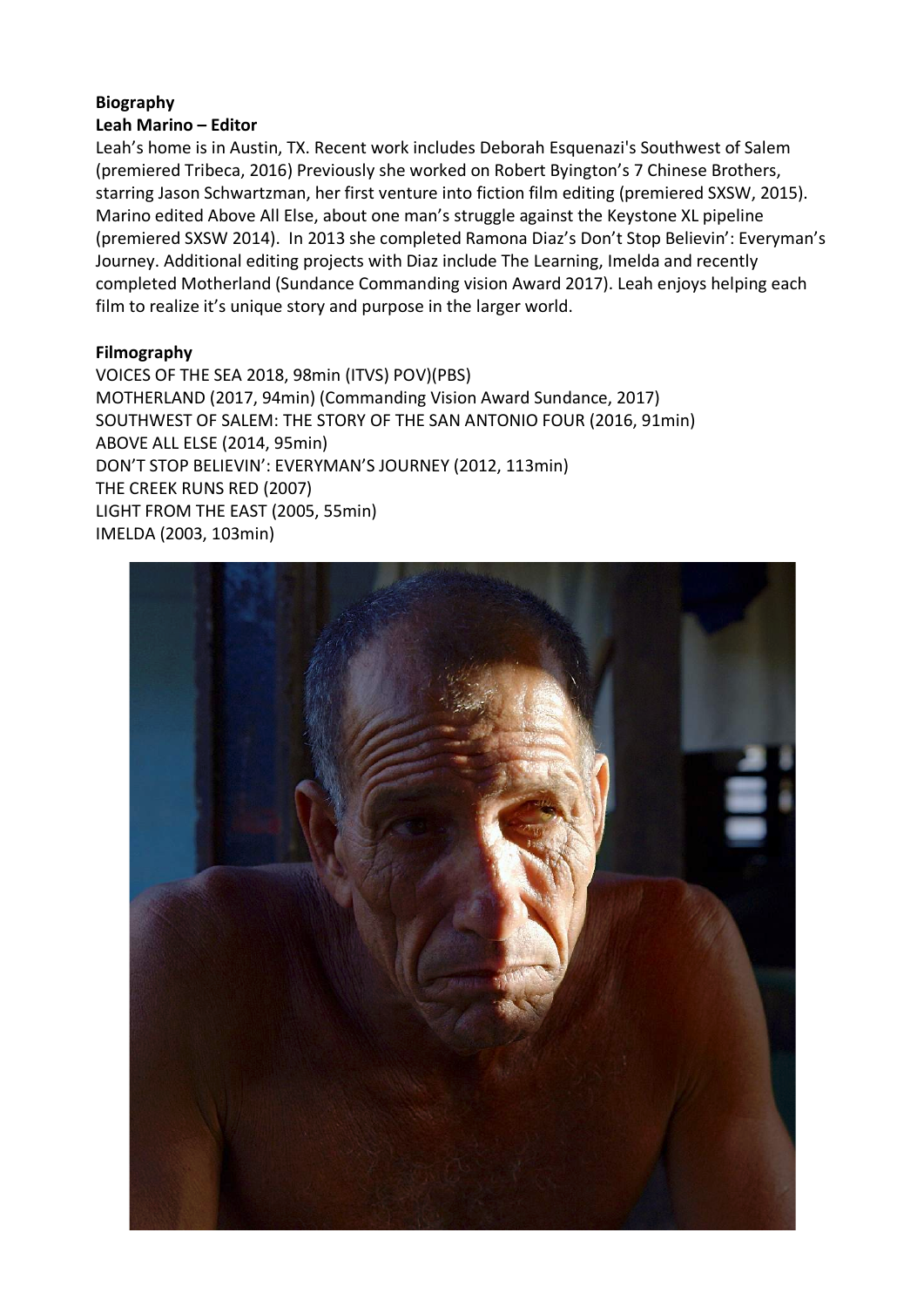**Biography**

**Leah Marino – Editor**

Leah's home is in Austin, TX. Recent work includes Deborah Esquenazi's Southwest of Salem (premiered Tribeca, 2016) Previously she worked on Robert Byington's 7 Chinese Brothers, starring Jason Schwartzman, her first venture into fiction film editing (premiered SXSW, 2015). Marino edited Above All Else, about one man's struggle against the Keystone XL pipeline (premiered SXSW 2014). In 2013 she completed Ramona Diaz's Don't Stop Believin': Everyman's Journey. Additional editing projects with Diaz include The Learning, Imelda and recently completed Motherland (Sundance Commanding vision Award 2017). Leah enjoys helping each film to realize it's unique story and purpose in the larger world.

**Filmography**

VOICES OF THE SEA 2018, 98min (ITVS) POV)(PBS)
MOTHERLAND (2017, 94min) (Commanding Vision Award Sundance, 2017)
SOUTHWEST OF SALEM: THE STORY OF THE SAN ANTONIO FOUR (2016, 91min)
ABOVE ALL ELSE (2014, 95min)
DON'T STOP BELIEVIN': EVERYMAN'S JOURNEY (2012, 113min)
THE CREEK RUNS RED (2007)
LIGHT FROM THE EAST (2005, 55min)
IMELDA (2003, 103min)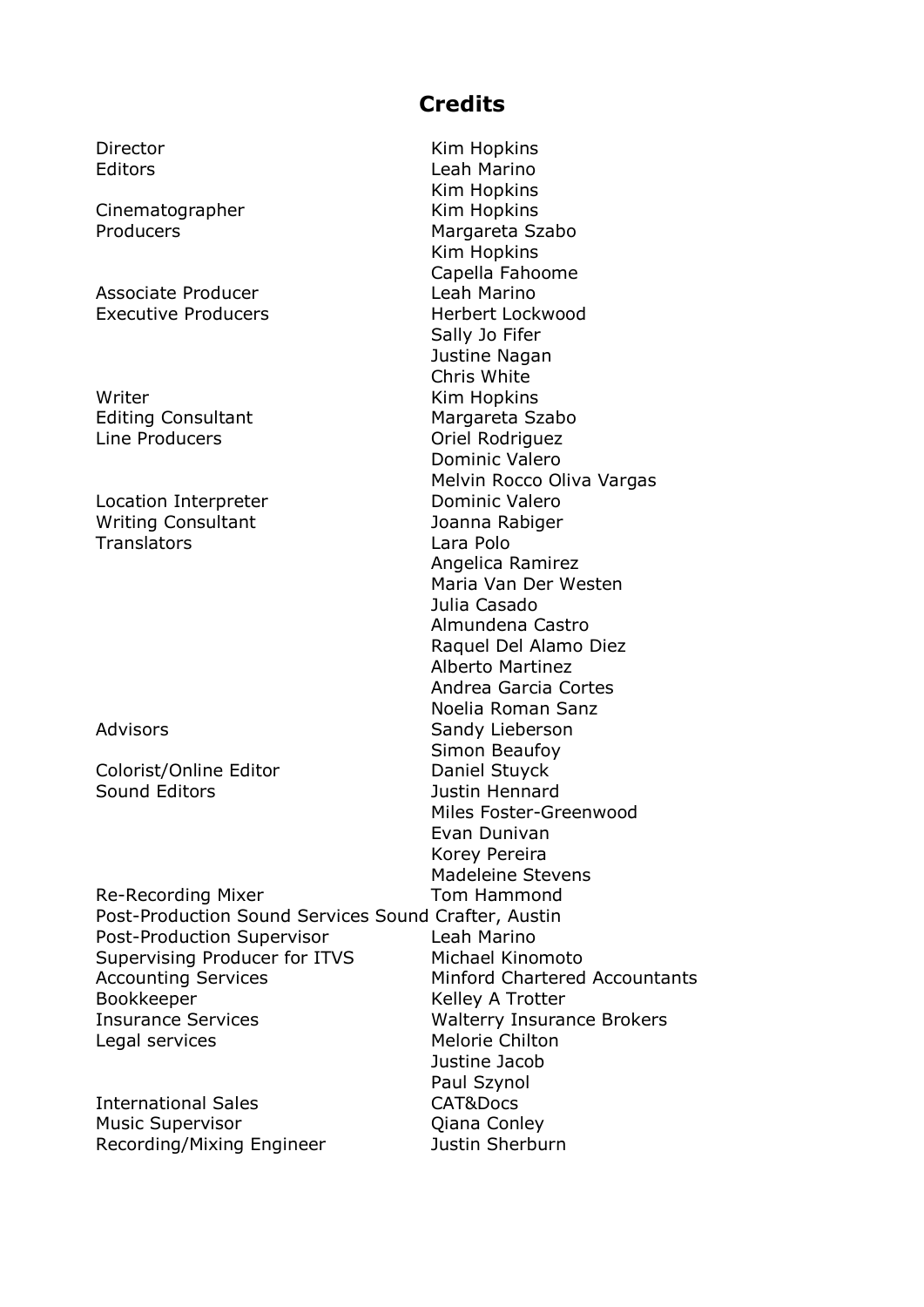# Credits

| | |
|---|---|
| Director | Kim Hopkins |
| Editors | Leah Marino |
| | Kim Hopkins |
| Cinematographer | Kim Hopkins |
| Producers | Margareta Szabo |
| | Kim Hopkins |
| | Capella Fahoome |
| Associate Producer | Leah Marino |
| Executive Producers | Herbert Lockwood |
| | Sally Jo Fifer |
| | Justine Nagan |
| | Chris White |
| Writer | Kim Hopkins |
| Editing Consultant | Margareta Szabo |
| Line Producers | Oriel Rodriguez |
| | Dominic Valero |
| | Melvin Rocco Oliva Vargas |
| Location Interpreter | Dominic Valero |
| Writing Consultant | Joanna Rabiger |
| Translators | Lara Polo |
| | Angelica Ramirez |
| | Maria Van Der Westen |
| | Julia Casado |
| | Almundena Castro |
| | Raquel Del Alamo Diez |
| | Alberto Martinez |
| | Andrea Garcia Cortes |
| | Noelia Roman Sanz |
| Advisors | Sandy Lieberson |
| | Simon Beaufoy |
| Colorist/Online Editor | Daniel Stuyck |
| Sound Editors | Justin Hennard |
| | Miles Foster-Greenwood |
| | Evan Dunivan |
| | Korey Pereira |
| | Madeleine Stevens |
| Re-Recording Mixer | Tom Hammond |
| Post-Production Sound Services | Sound Crafter, Austin |
| Post-Production Supervisor | Leah Marino |
| Supervising Producer for ITVS | Michael Kinomoto |
| Accounting Services | Minford Chartered Accountants |
| Bookkeeper | Kelley A Trotter |
| Insurance Services | Walterry Insurance Brokers |
| Legal services | Melorie Chilton |
| | Justine Jacob |
| | Paul Szynol |
| International Sales | CAT&Docs |
| Music Supervisor | Qiana Conley |
| Recording/Mixing Engineer | Justin Sherburn |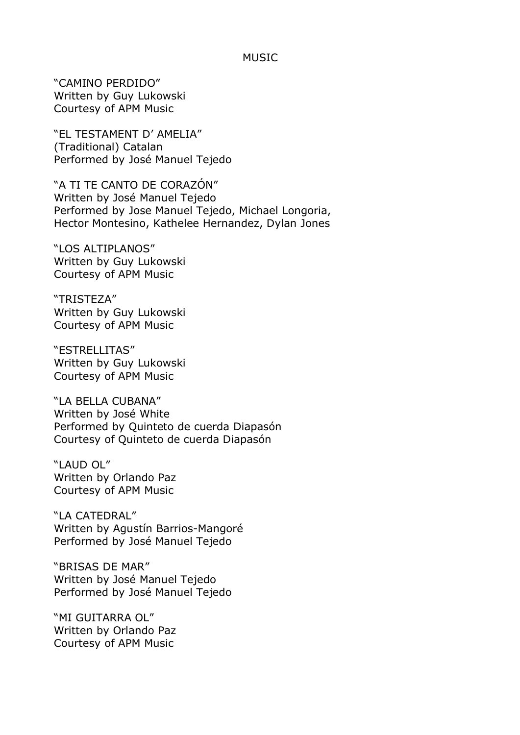# MUSIC

"CAMINO PERDIDO"
Written by Guy Lukowski
Courtesy of APM Music

"EL TESTAMENT D' AMELIA"
(Traditional) Catalan
Performed by José Manuel Tejedo

"A TI TE CANTO DE CORAZÓN"
Written by José Manuel Tejedo
Performed by Jose Manuel Tejedo, Michael Longoria, Hector Montesino, Kathelee Hernandez, Dylan Jones

"LOS ALTIPLANOS"
Written by Guy Lukowski
Courtesy of APM Music

"TRISTEZA"
Written by Guy Lukowski
Courtesy of APM Music

"ESTRELLITAS"
Written by Guy Lukowski
Courtesy of APM Music

"LA BELLA CUBANA"
Written by José White
Performed by Quinteto de cuerda Diapasón
Courtesy of Quinteto de cuerda Diapasón

"LAUD OL"
Written by Orlando Paz
Courtesy of APM Music

"LA CATEDRAL"
Written by Agustín Barrios-Mangoré
Performed by José Manuel Tejedo

"BRISAS DE MAR"
Written by José Manuel Tejedo
Performed by José Manuel Tejedo

"MI GUITARRA OL"
Written by Orlando Paz
Courtesy of APM Music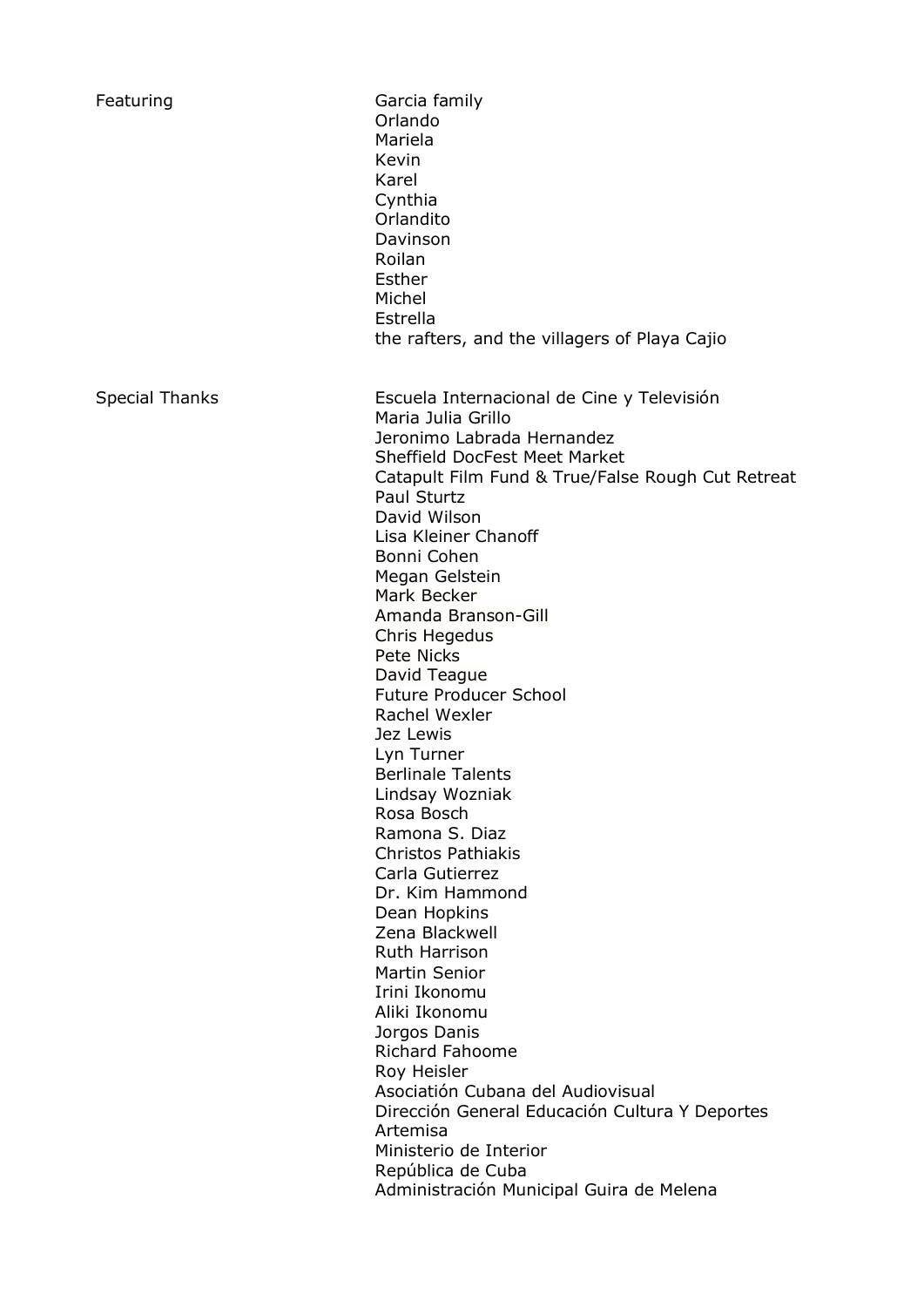| | |
|---|---|
| Featuring | Garcia family<br>Orlando<br>Mariela<br>Kevin<br>Karel<br>Cynthia<br>Orlandito<br>Davinson<br>Roilan<br>Esther<br>Michel<br>Estrella<br>the rafters, and the villagers of Playa Cajio |
| Special Thanks | Escuela Internacional de Cine y Televisión<br>Maria Julia Grillo<br>Jeronimo Labrada Hernandez<br>Sheffield DocFest Meet Market<br>Catapult Film Fund & True/False Rough Cut Retreat<br>Paul Sturtz<br>David Wilson<br>Lisa Kleiner Chanoff<br>Bonni Cohen<br>Megan Gelstein<br>Mark Becker<br>Amanda Branson-Gill<br>Chris Hegedus<br>Pete Nicks<br>David Teague<br>Future Producer School<br>Rachel Wexler<br>Jez Lewis<br>Lyn Turner<br>Berlinale Talents<br>Lindsay Wozniak<br>Rosa Bosch<br>Ramona S. Diaz<br>Christos Pathiakis<br>Carla Gutierrez<br>Dr. Kim Hammond<br>Dean Hopkins<br>Zena Blackwell<br>Ruth Harrison<br>Martin Senior<br>Irini Ikonomu<br>Aliki Ikonomu<br>Jorgos Danis<br>Richard Fahoome<br>Roy Heisler<br>Asociatión Cubana del Audiovisual<br>Dirección General Educación Cultura Y Deportes<br>Artemisa<br>Ministerio de Interior<br>República de Cuba<br>Administración Municipal Guira de Melena |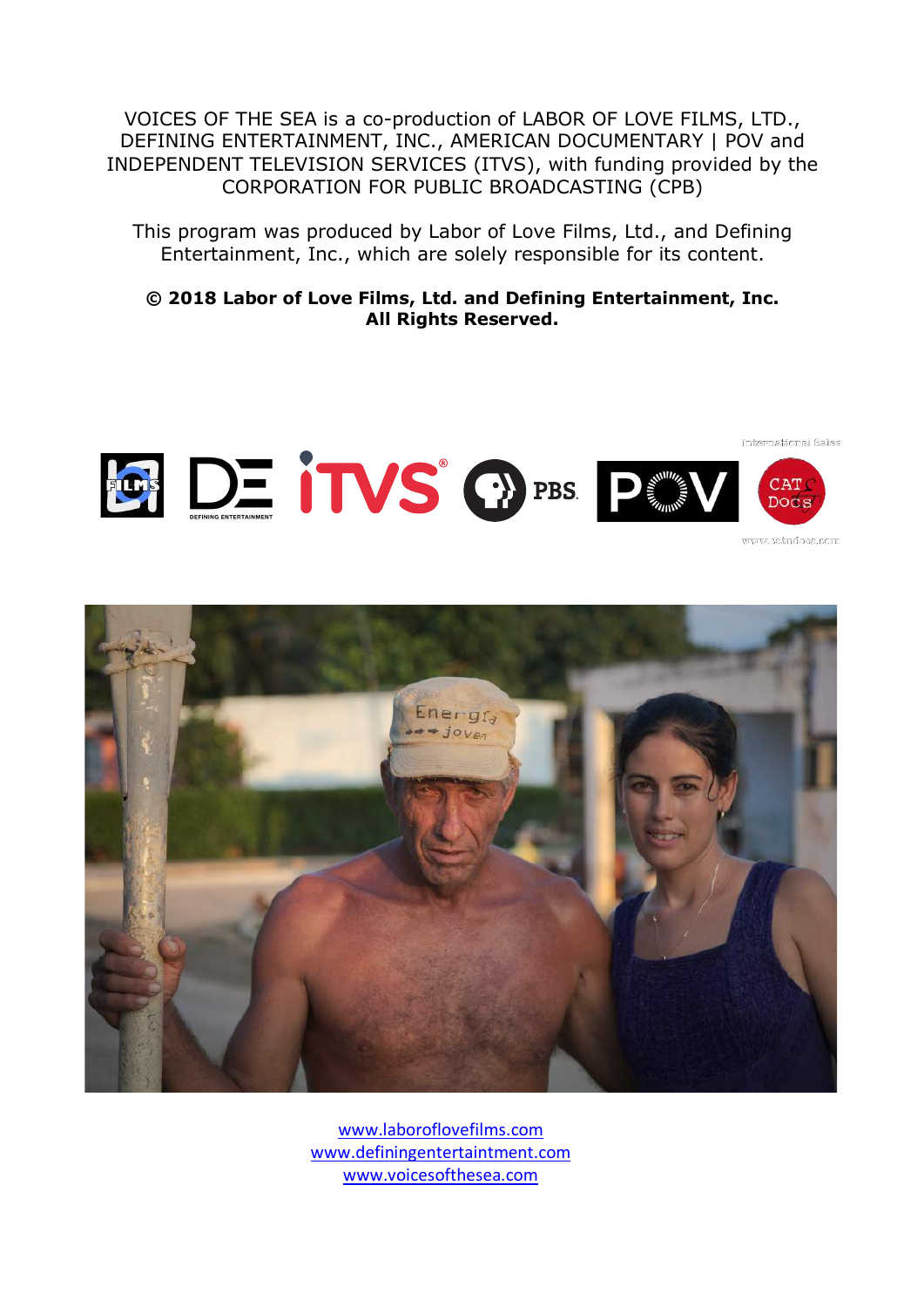VOICES OF THE SEA is a co-production of LABOR OF LOVE FILMS, LTD., DEFINING ENTERTAINMENT, INC., AMERICAN DOCUMENTARY | POV and INDEPENDENT TELEVISION SERVICES (ITVS), with funding provided by the CORPORATION FOR PUBLIC BROADCASTING (CPB)

This program was produced by Labor of Love Films, Ltd., and Defining Entertainment, Inc., which are solely responsible for its content.

**© 2018 Labor of Love Films, Ltd. and Defining Entertainment, Inc.**
**All Rights Reserved.**

International Sales

www.catndocs.com

www.laboroflovefilms.com
www.definingentertaintment.com
www.voicesofthesea.com